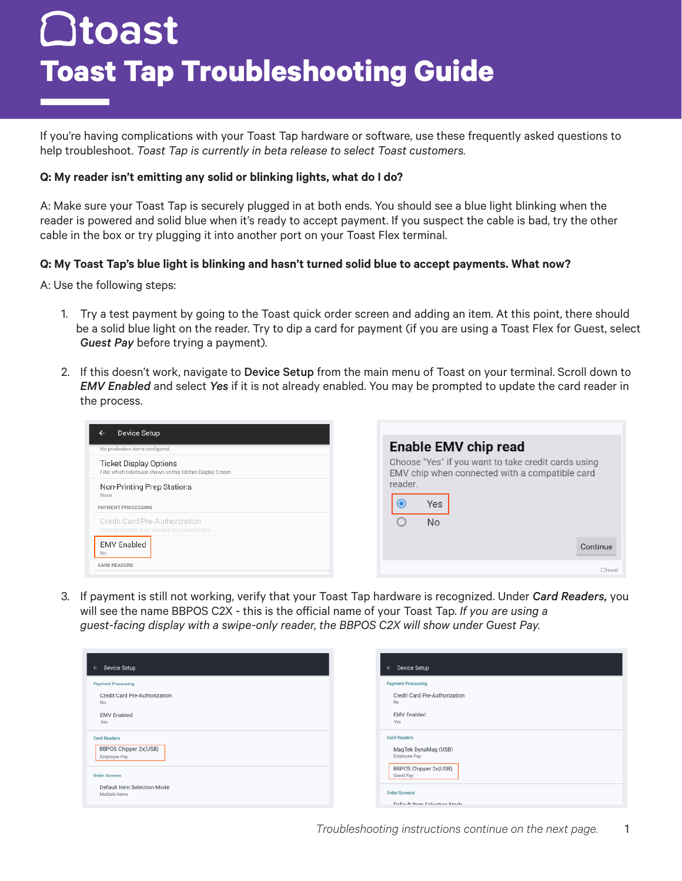# Toast Tap Troubleshooting Guide

If you're having complications with your Toast Tap hardware or software, use these frequently asked questions to help troubleshoot. *Toast Tap is currently in beta release to select Toast customers.*

**Q: My reader isn't emitting any solid or blinking lights, what do I do?**

A: Make sure your Toast Tap is securely plugged in at both ends. You should see a blue light blinking when the reader is powered and solid blue when it's ready to accept payment. If you suspect the cable is bad, try the other cable in the box or try plugging it into another port on your Toast Flex terminal.

**Q: My Toast Tap's blue light is blinking and hasn't turned solid blue to accept payments. What now?**

A: Use the following steps:

1. Try a test payment by going to the Toast quick order screen and adding an item. At this point, there should be a solid blue light on the reader. Try to dip a card for payment (if you are using a Toast Flex for Guest, select ***Guest Pay*** before trying a payment).

2. If this doesn't work, navigate to **Device Setup** from the main menu of Toast on your terminal. Scroll down to ***EMV Enabled*** and select ***Yes*** if it is not already enabled. You may be prompted to update the card reader in the process.

3. If payment is still not working, verify that your Toast Tap hardware is recognized. Under ***Card Readers,*** you will see the name BBPOS C2X - this is the official name of your Toast Tap. *If you are using a guest-facing display with a swipe-only reader, the BBPOS C2X will show under Guest Pay.*

*Troubleshooting instructions continue on the next page.*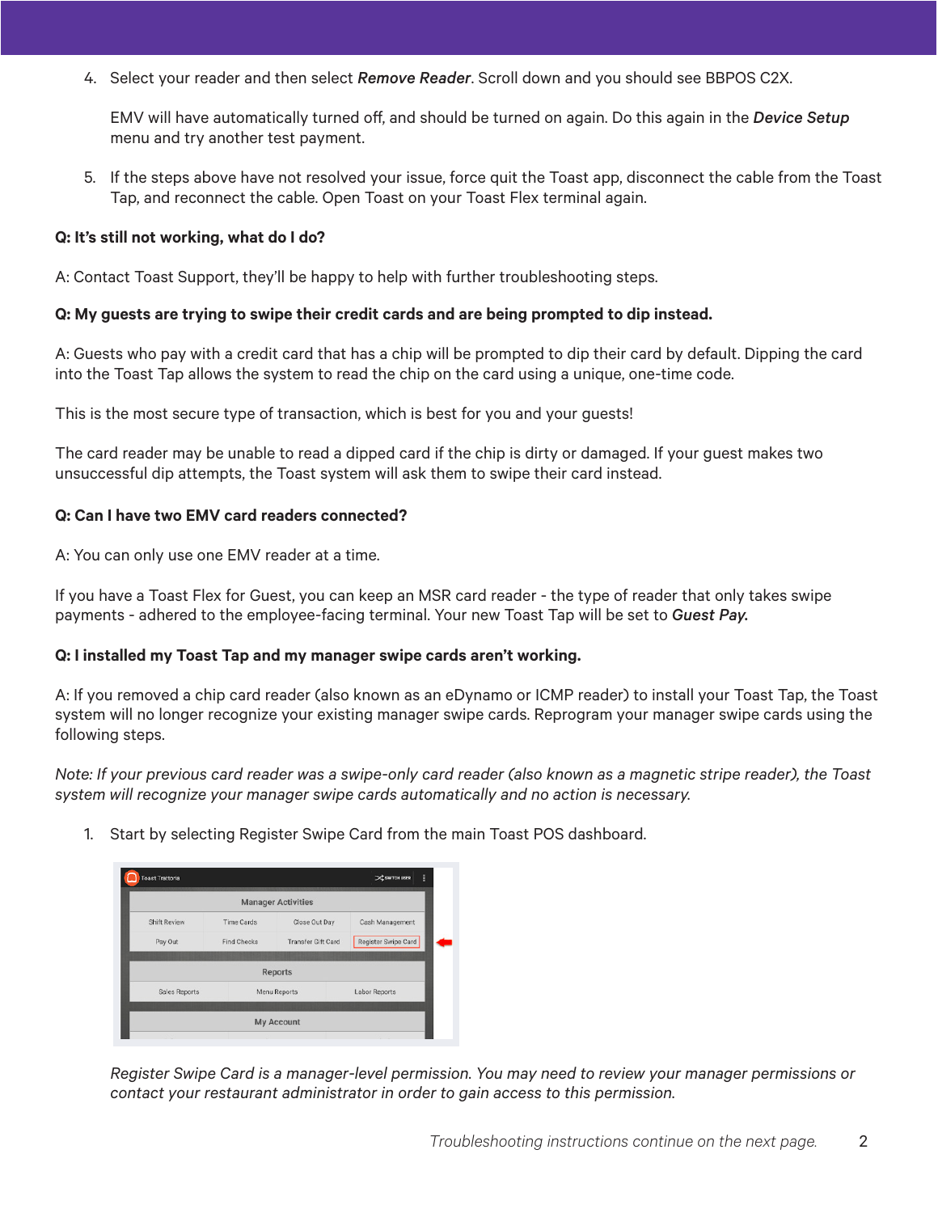4. Select your reader and then select ***Remove Reader***. Scroll down and you should see BBPOS C2X.

   EMV will have automatically turned off, and should be turned on again. Do this again in the ***Device Setup*** menu and try another test payment.

5. If the steps above have not resolved your issue, force quit the Toast app, disconnect the cable from the Toast Tap, and reconnect the cable. Open Toast on your Toast Flex terminal again.

**Q: It's still not working, what do I do?**

A: Contact Toast Support, they'll be happy to help with further troubleshooting steps.

**Q: My guests are trying to swipe their credit cards and are being prompted to dip instead.**

A: Guests who pay with a credit card that has a chip will be prompted to dip their card by default. Dipping the card into the Toast Tap allows the system to read the chip on the card using a unique, one-time code.

This is the most secure type of transaction, which is best for you and your guests!

The card reader may be unable to read a dipped card if the chip is dirty or damaged. If your guest makes two unsuccessful dip attempts, the Toast system will ask them to swipe their card instead.

**Q: Can I have two EMV card readers connected?**

A: You can only use one EMV reader at a time.

If you have a Toast Flex for Guest, you can keep an MSR card reader - the type of reader that only takes swipe payments - adhered to the employee-facing terminal. Your new Toast Tap will be set to ***Guest Pay.***

**Q: I installed my Toast Tap and my manager swipe cards aren't working.**

A: If you removed a chip card reader (also known as an eDynamo or ICMP reader) to install your Toast Tap, the Toast system will no longer recognize your existing manager swipe cards. Reprogram your manager swipe cards using the following steps.

*Note: If your previous card reader was a swipe-only card reader (also known as a magnetic stripe reader), the Toast system will recognize your manager swipe cards automatically and no action is necessary.*

1. Start by selecting Register Swipe Card from the main Toast POS dashboard.

   *Register Swipe Card is a manager-level permission. You may need to review your manager permissions or contact your restaurant administrator in order to gain access to this permission.*

*Troubleshooting instructions continue on the next page.*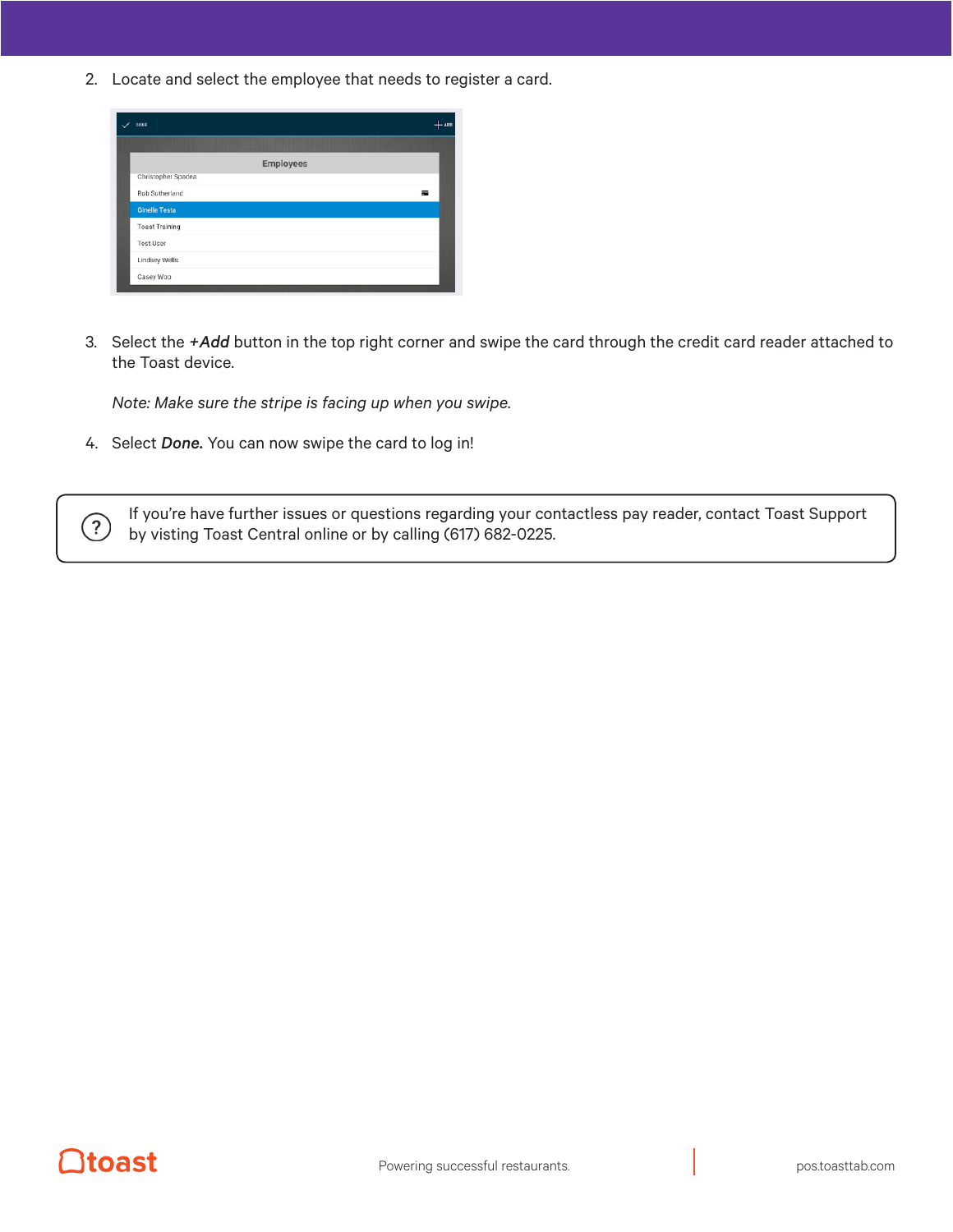2. Locate and select the employee that needs to register a card.

3. Select the ***+Add*** button in the top right corner and swipe the card through the credit card reader attached to the Toast device.

   *Note: Make sure the stripe is facing up when you swipe.*

4. Select ***Done.*** You can now swipe the card to log in!

If you're have further issues or questions regarding your contactless pay reader, contact Toast Support by visting Toast Central online or by calling (617) 682-0225.